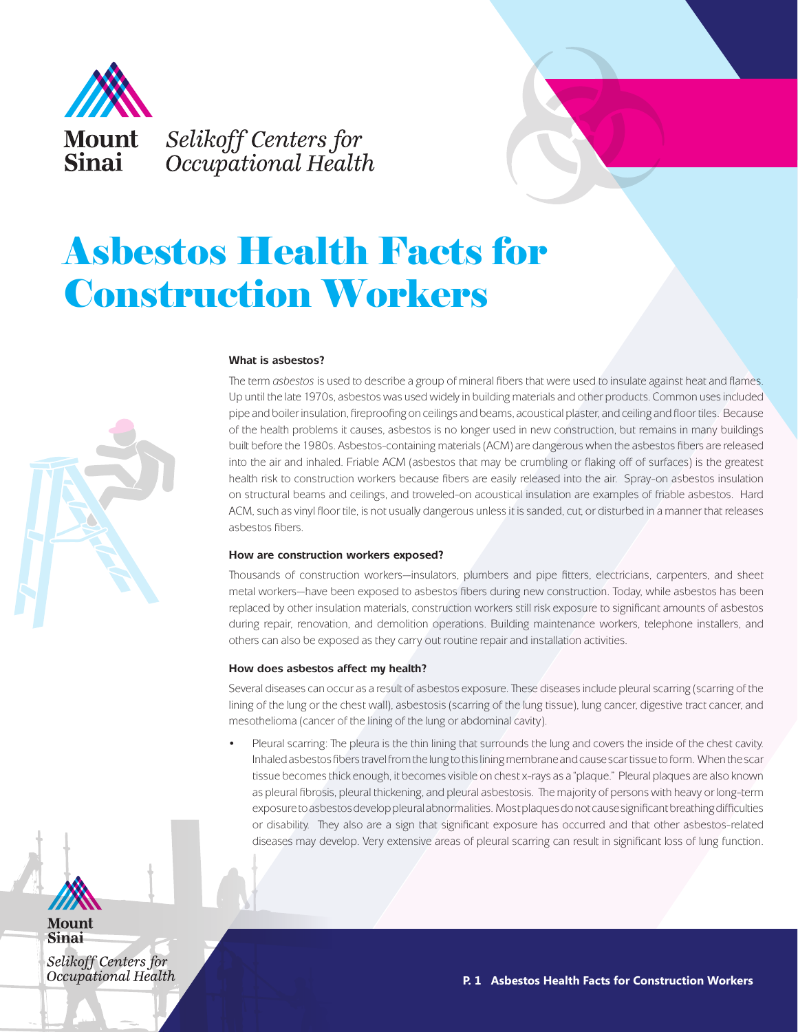Mount Sinai *Selikoff Centers for Occupational Health*

# Asbestos Health Facts for Construction Workers

### What is asbestos?

The term *asbestos* is used to describe a group of mineral fibers that were used to insulate against heat and flames. Up until the late 1970s, asbestos was used widely in building materials and other products. Common uses included pipe and boiler insulation, fireproofing on ceilings and beams, acoustical plaster, and ceiling and floor tiles. Because of the health problems it causes, asbestos is no longer used in new construction, but remains in many buildings built before the 1980s. Asbestos-containing materials (ACM) are dangerous when the asbestos fibers are released into the air and inhaled. Friable ACM (asbestos that may be crumbling or flaking off of surfaces) is the greatest health risk to construction workers because fibers are easily released into the air. Spray-on asbestos insulation on structural beams and ceilings, and troweled-on acoustical insulation are examples of friable asbestos. Hard ACM, such as vinyl floor tile, is not usually dangerous unless it is sanded, cut, or disturbed in a manner that releases asbestos fibers.

### How are construction workers exposed?

Thousands of construction workers—insulators, plumbers and pipe fitters, electricians, carpenters, and sheet metal workers—have been exposed to asbestos fibers during new construction. Today, while asbestos has been replaced by other insulation materials, construction workers still risk exposure to significant amounts of asbestos during repair, renovation, and demolition operations. Building maintenance workers, telephone installers, and others can also be exposed as they carry out routine repair and installation activities.

### How does asbestos affect my health?

Several diseases can occur as a result of asbestos exposure. These diseases include pleural scarring (scarring of the lining of the lung or the chest wall), asbestosis (scarring of the lung tissue), lung cancer, digestive tract cancer, and mesothelioma (cancer of the lining of the lung or abdominal cavity).

- Pleural scarring: The pleura is the thin lining that surrounds the lung and covers the inside of the chest cavity. Inhaled asbestos fibers travel from the lung to this lining membrane and cause scar tissue to form. When the scar tissue becomes thick enough, it becomes visible on chest x-rays as a "plaque." Pleural plaques are also known as pleural fibrosis, pleural thickening, and pleural asbestosis. The majority of persons with heavy or long-term exposure to asbestos develop pleural abnormalities. Most plaques do not cause significant breathing difficulties or disability. They also are a sign that significant exposure has occurred and that other asbestos-related diseases may develop. Very extensive areas of pleural scarring can result in significant loss of lung function.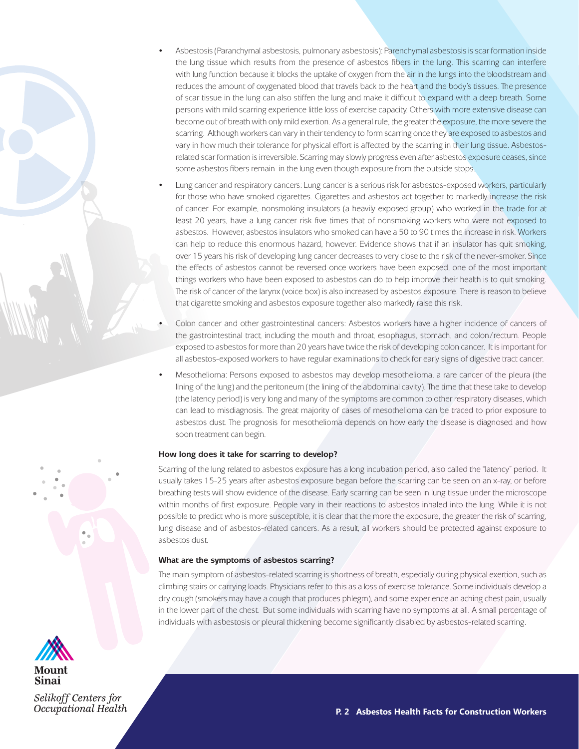- Asbestosis (Paranchymal asbestosis, pulmonary asbestosis): Parenchymal asbestosis is scar formation inside the lung tissue which results from the presence of asbestos fibers in the lung. This scarring can interfere with lung function because it blocks the uptake of oxygen from the air in the lungs into the bloodstream and reduces the amount of oxygenated blood that travels back to the heart and the body's tissues. The presence of scar tissue in the lung can also stiffen the lung and make it difficult to expand with a deep breath. Some persons with mild scarring experience little loss of exercise capacity. Others with more extensive disease can become out of breath with only mild exertion. As a general rule, the greater the exposure, the more severe the scarring. Although workers can vary in their tendency to form scarring once they are exposed to asbestos and vary in how much their tolerance for physical effort is affected by the scarring in their lung tissue. Asbestos-related scar formation is irreversible. Scarring may slowly progress even after asbestos exposure ceases, since some asbestos fibers remain in the lung even though exposure from the outside stops.
- Lung cancer and respiratory cancers: Lung cancer is a serious risk for asbestos-exposed workers, particularly for those who have smoked cigarettes. Cigarettes and asbestos act together to markedly increase the risk of cancer. For example, nonsmoking insulators (a heavily exposed group) who worked in the trade for at least 20 years, have a lung cancer risk five times that of nonsmoking workers who were not exposed to asbestos. However, asbestos insulators who smoked can have a 50 to 90 times the increase in risk. Workers can help to reduce this enormous hazard, however. Evidence shows that if an insulator has quit smoking, over 15 years his risk of developing lung cancer decreases to very close to the risk of the never-smoker. Since the effects of asbestos cannot be reversed once workers have been exposed, one of the most important things workers who have been exposed to asbestos can do to help improve their health is to quit smoking. The risk of cancer of the larynx (voice box) is also increased by asbestos exposure. There is reason to believe that cigarette smoking and asbestos exposure together also markedly raise this risk.
- Colon cancer and other gastrointestinal cancers: Asbestos workers have a higher incidence of cancers of the gastrointestinal tract, including the mouth and throat, esophagus, stomach, and colon/rectum. People exposed to asbestos for more than 20 years have twice the risk of developing colon cancer. It is important for all asbestos-exposed workers to have regular examinations to check for early signs of digestive tract cancer.
- Mesothelioma: Persons exposed to asbestos may develop mesothelioma, a rare cancer of the pleura (the lining of the lung) and the peritoneum (the lining of the abdominal cavity). The time that these take to develop (the latency period) is very long and many of the symptoms are common to other respiratory diseases, which can lead to misdiagnosis. The great majority of cases of mesothelioma can be traced to prior exposure to asbestos dust. The prognosis for mesothelioma depends on how early the disease is diagnosed and how soon treatment can begin.

**How long does it take for scarring to develop?**

Scarring of the lung related to asbestos exposure has a long incubation period, also called the "latency" period. It usually takes 15-25 years after asbestos exposure began before the scarring can be seen on an x-ray, or before breathing tests will show evidence of the disease. Early scarring can be seen in lung tissue under the microscope within months of first exposure. People vary in their reactions to asbestos inhaled into the lung. While it is not possible to predict who is more susceptible, it is clear that the more the exposure, the greater the risk of scarring, lung disease and of asbestos-related cancers. As a result, all workers should be protected against exposure to asbestos dust.

**What are the symptoms of asbestos scarring?**

The main symptom of asbestos-related scarring is shortness of breath, especially during physical exertion, such as climbing stairs or carrying loads. Physicians refer to this as a loss of exercise tolerance. Some individuals develop a dry cough (smokers may have a cough that produces phlegm), and some experience an aching chest pain, usually in the lower part of the chest. But some individuals with scarring have no symptoms at all. A small percentage of individuals with asbestosis or pleural thickening become significantly disabled by asbestos-related scarring.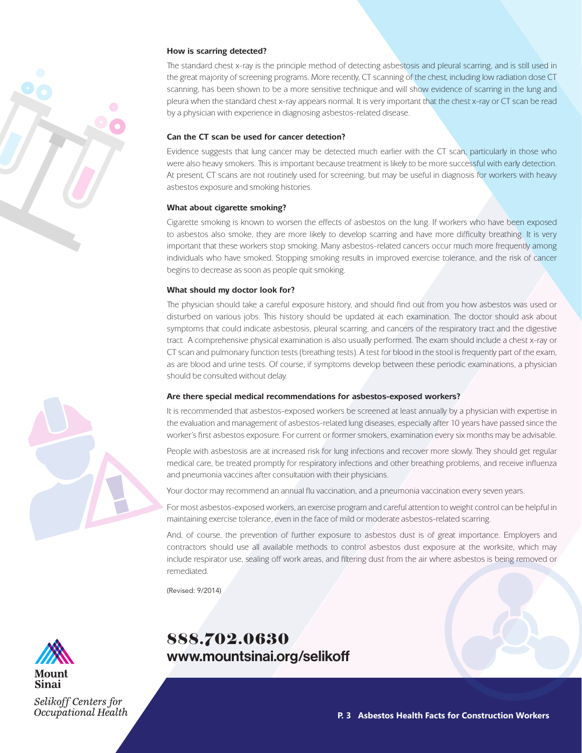### How is scarring detected?

The standard chest x-ray is the principle method of detecting asbestosis and pleural scarring, and is still used in the great majority of screening programs. More recently, CT scanning of the chest, including low radiation dose CT scanning, has been shown to be a more sensitive technique and will show evidence of scarring in the lung and pleura when the standard chest x-ray appears normal. It is very important that the chest x-ray or CT scan be read by a physician with experience in diagnosing asbestos-related disease.

### Can the CT scan be used for cancer detection?

Evidence suggests that lung cancer may be detected much earlier with the CT scan, particularly in those who were also heavy smokers. This is important because treatment is likely to be more successful with early detection. At present, CT scans are not routinely used for screening, but may be useful in diagnosis for workers with heavy asbestos exposure and smoking histories.

### What about cigarette smoking?

Cigarette smoking is known to worsen the effects of asbestos on the lung. If workers who have been exposed to asbestos also smoke, they are more likely to develop scarring and have more difficulty breathing. It is very important that these workers stop smoking. Many asbestos-related cancers occur much more frequently among individuals who have smoked. Stopping smoking results in improved exercise tolerance, and the risk of cancer begins to decrease as soon as people quit smoking.

### What should my doctor look for?

The physician should take a careful exposure history, and should find out from you how asbestos was used or disturbed on various jobs. This history should be updated at each examination. The doctor should ask about symptoms that could indicate asbestosis, pleural scarring, and cancers of the respiratory tract and the digestive tract. A comprehensive physical examination is also usually performed. The exam should include a chest x-ray or CT scan and pulmonary function tests (breathing tests). A test for blood in the stool is frequently part of the exam, as are blood and urine tests. Of course, if symptoms develop between these periodic examinations, a physician should be consulted without delay.

### Are there special medical recommendations for asbestos-exposed workers?

It is recommended that asbestos-exposed workers be screened at least annually by a physician with expertise in the evaluation and management of asbestos-related lung diseases, especially after 10 years have passed since the worker's first asbestos exposure. For current or former smokers, examination every six months may be advisable.

People with asbestosis are at increased risk for lung infections and recover more slowly. They should get regular medical care, be treated promptly for respiratory infections and other breathing problems, and receive influenza and pneumonia vaccines after consultation with their physicians.

Your doctor may recommend an annual flu vaccination, and a pneumonia vaccination every seven years.

For most asbestos-exposed workers, an exercise program and careful attention to weight control can be helpful in maintaining exercise tolerance, even in the face of mild or moderate asbestos-related scarring.

And, of course, the prevention of further exposure to asbestos dust is of great importance. Employers and contractors should use all available methods to control asbestos dust exposure at the worksite, which may include respirator use, sealing off work areas, and filtering dust from the air where asbestos is being removed or remediated.

(Revised: 9/2014)

**888.702.0630**
**www.mountsinai.org/selikoff**

Mount Sinai
*Selikoff Centers for Occupational Health*